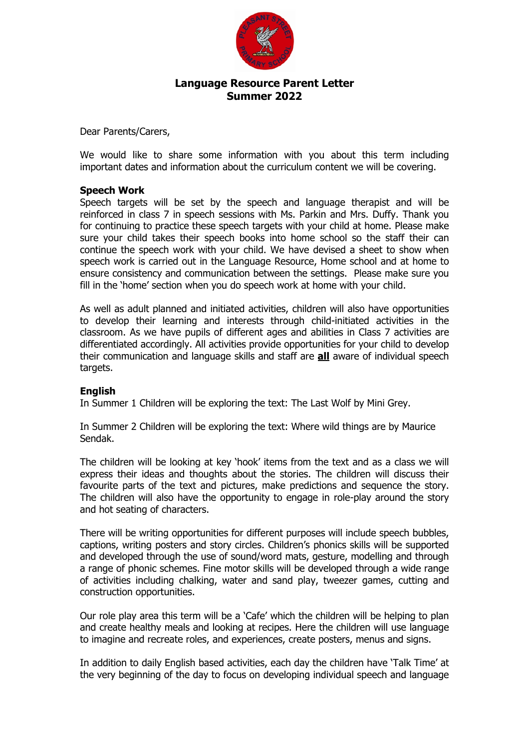# Language Resource Parent Letter
# Summer 2022

Dear Parents/Carers,

We would like to share some information with you about this term including important dates and information about the curriculum content we will be covering.

**Speech Work**

Speech targets will be set by the speech and language therapist and will be reinforced in class 7 in speech sessions with Ms. Parkin and Mrs. Duffy. Thank you for continuing to practice these speech targets with your child at home. Please make sure your child takes their speech books into home school so the staff their can continue the speech work with your child. We have devised a sheet to show when speech work is carried out in the Language Resource, Home school and at home to ensure consistency and communication between the settings. Please make sure you fill in the 'home' section when you do speech work at home with your child.

As well as adult planned and initiated activities, children will also have opportunities to develop their learning and interests through child-initiated activities in the classroom. As we have pupils of different ages and abilities in Class 7 activities are differentiated accordingly. All activities provide opportunities for your child to develop their communication and language skills and staff are <u>**all**</u> aware of individual speech targets.

**English**

In Summer 1 Children will be exploring the text: The Last Wolf by Mini Grey.

In Summer 2 Children will be exploring the text: Where wild things are by Maurice Sendak.

The children will be looking at key 'hook' items from the text and as a class we will express their ideas and thoughts about the stories. The children will discuss their favourite parts of the text and pictures, make predictions and sequence the story. The children will also have the opportunity to engage in role-play around the story and hot seating of characters.

There will be writing opportunities for different purposes will include speech bubbles, captions, writing posters and story circles. Children's phonics skills will be supported and developed through the use of sound/word mats, gesture, modelling and through a range of phonic schemes. Fine motor skills will be developed through a wide range of activities including chalking, water and sand play, tweezer games, cutting and construction opportunities.

Our role play area this term will be a 'Cafe' which the children will be helping to plan and create healthy meals and looking at recipes. Here the children will use language to imagine and recreate roles, and experiences, create posters, menus and signs.

In addition to daily English based activities, each day the children have 'Talk Time' at the very beginning of the day to focus on developing individual speech and language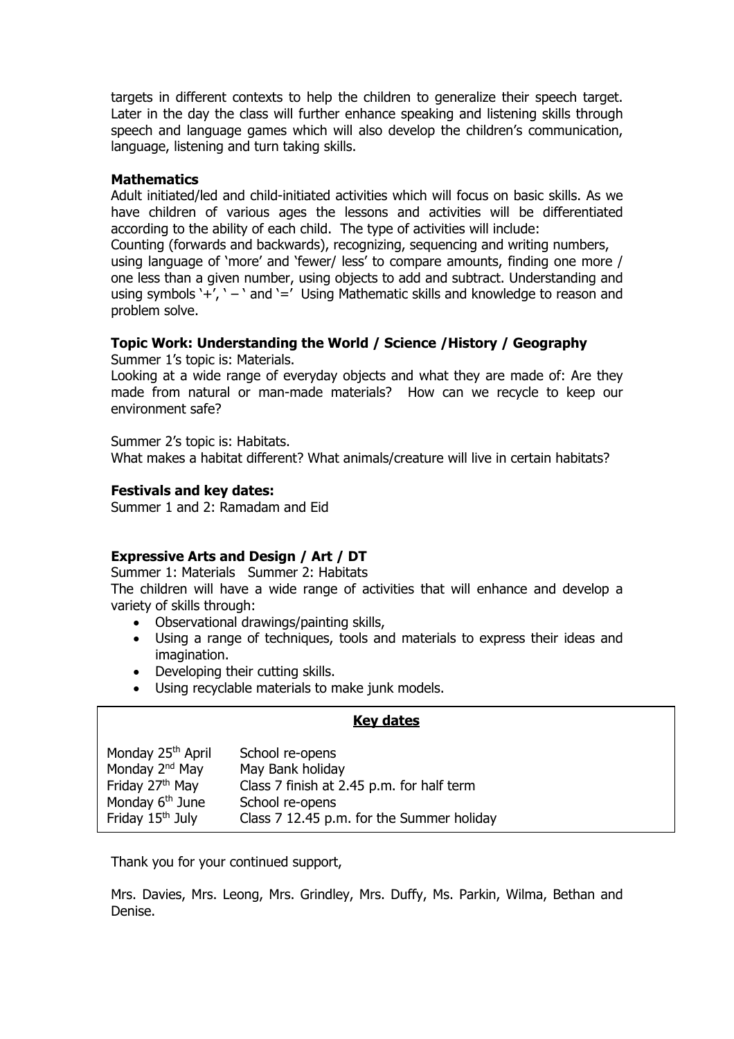targets in different contexts to help the children to generalize their speech target. Later in the day the class will further enhance speaking and listening skills through speech and language games which will also develop the children's communication, language, listening and turn taking skills.

**Mathematics**

Adult initiated/led and child-initiated activities which will focus on basic skills. As we have children of various ages the lessons and activities will be differentiated according to the ability of each child. The type of activities will include:
Counting (forwards and backwards), recognizing, sequencing and writing numbers, using language of 'more' and 'fewer/ less' to compare amounts, finding one more / one less than a given number, using objects to add and subtract. Understanding and using symbols '+', ' – ' and '=' Using Mathematic skills and knowledge to reason and problem solve.

**Topic Work: Understanding the World / Science /History / Geography**

Summer 1's topic is: Materials.
Looking at a wide range of everyday objects and what they are made of: Are they made from natural or man-made materials? How can we recycle to keep our environment safe?

Summer 2's topic is: Habitats.
What makes a habitat different? What animals/creature will live in certain habitats?

**Festivals and key dates:**

Summer 1 and 2: Ramadam and Eid

**Expressive Arts and Design / Art / DT**

Summer 1: Materials Summer 2: Habitats
The children will have a wide range of activities that will enhance and develop a variety of skills through:

- Observational drawings/painting skills,
- Using a range of techniques, tools and materials to express their ideas and imagination.
- Developing their cutting skills.
- Using recyclable materials to make junk models.

**Key dates**

| | |
|---|---|
| Monday 25th April | School re-opens |
| Monday 2nd May | May Bank holiday |
| Friday 27th May | Class 7 finish at 2.45 p.m. for half term |
| Monday 6th June | School re-opens |
| Friday 15th July | Class 7 12.45 p.m. for the Summer holiday |

Thank you for your continued support,

Mrs. Davies, Mrs. Leong, Mrs. Grindley, Mrs. Duffy, Ms. Parkin, Wilma, Bethan and Denise.